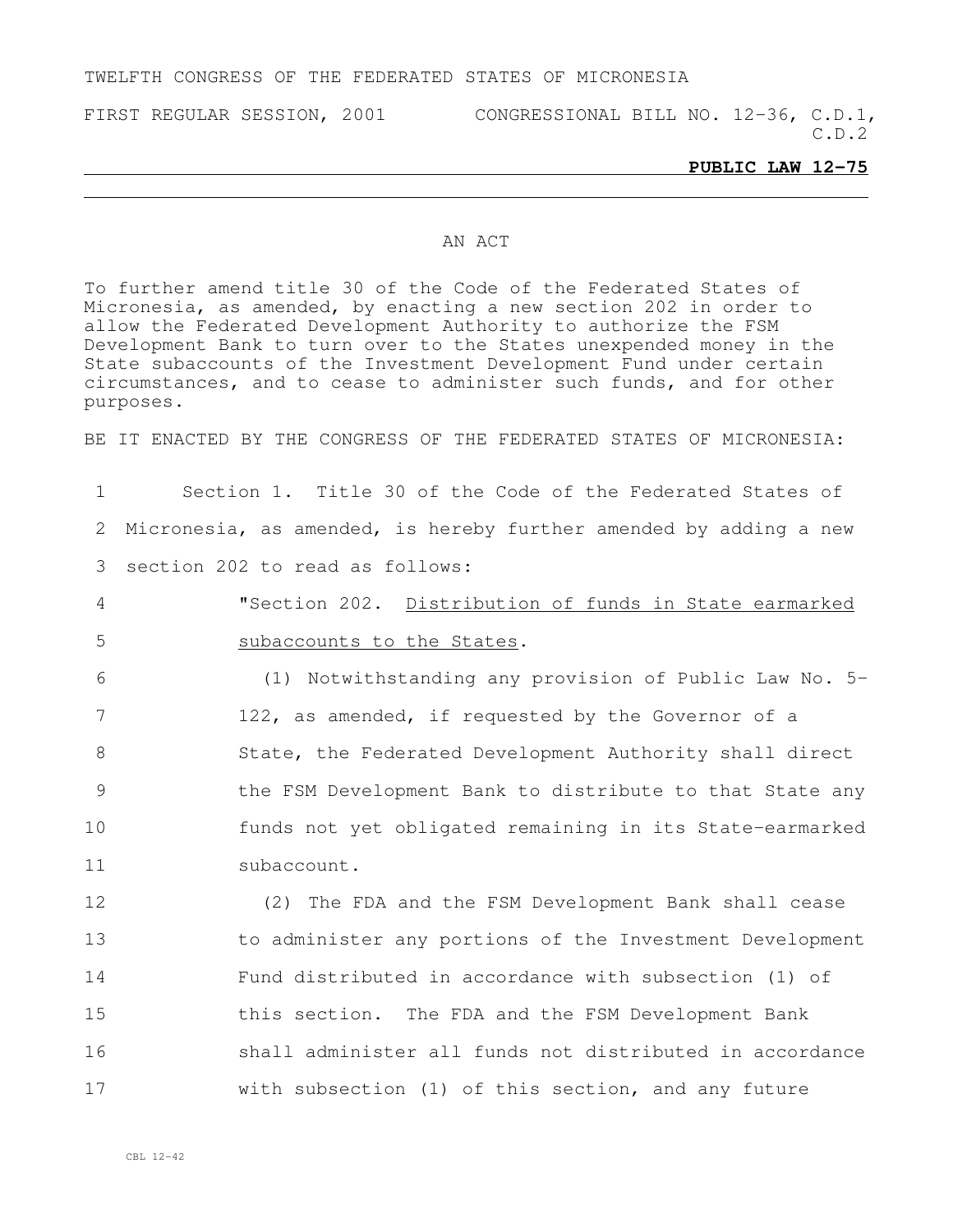TWELFTH CONGRESS OF THE FEDERATED STATES OF MICRONESIA

FIRST REGULAR SESSION, 2001 CONGRESSIONAL BILL NO. 12-36, C.D.1, C.D.2

**PUBLIC LAW 12-75**

AN ACT

To further amend title 30 of the Code of the Federated States of Micronesia, as amended, by enacting a new section 202 in order to allow the Federated Development Authority to authorize the FSM Development Bank to turn over to the States unexpended money in the State subaccounts of the Investment Development Fund under certain circumstances, and to cease to administer such funds, and for other purposes.

BE IT ENACTED BY THE CONGRESS OF THE FEDERATED STATES OF MICRONESIA:

1 Section 1. Title 30 of the Code of the Federated States of
2 Micronesia, as amended, is hereby further amended by adding a new
3 section 202 to read as follows:

4 "Section 202. Distribution of funds in State earmarked
5 subaccounts to the States.

6 (1) Notwithstanding any provision of Public Law No. 5-
7 122, as amended, if requested by the Governor of a
8 State, the Federated Development Authority shall direct
9 the FSM Development Bank to distribute to that State any
10 funds not yet obligated remaining in its State-earmarked
11 subaccount.

12 (2) The FDA and the FSM Development Bank shall cease
13 to administer any portions of the Investment Development
14 Fund distributed in accordance with subsection (1) of
15 this section. The FDA and the FSM Development Bank
16 shall administer all funds not distributed in accordance
17 with subsection (1) of this section, and any future

CBL 12-42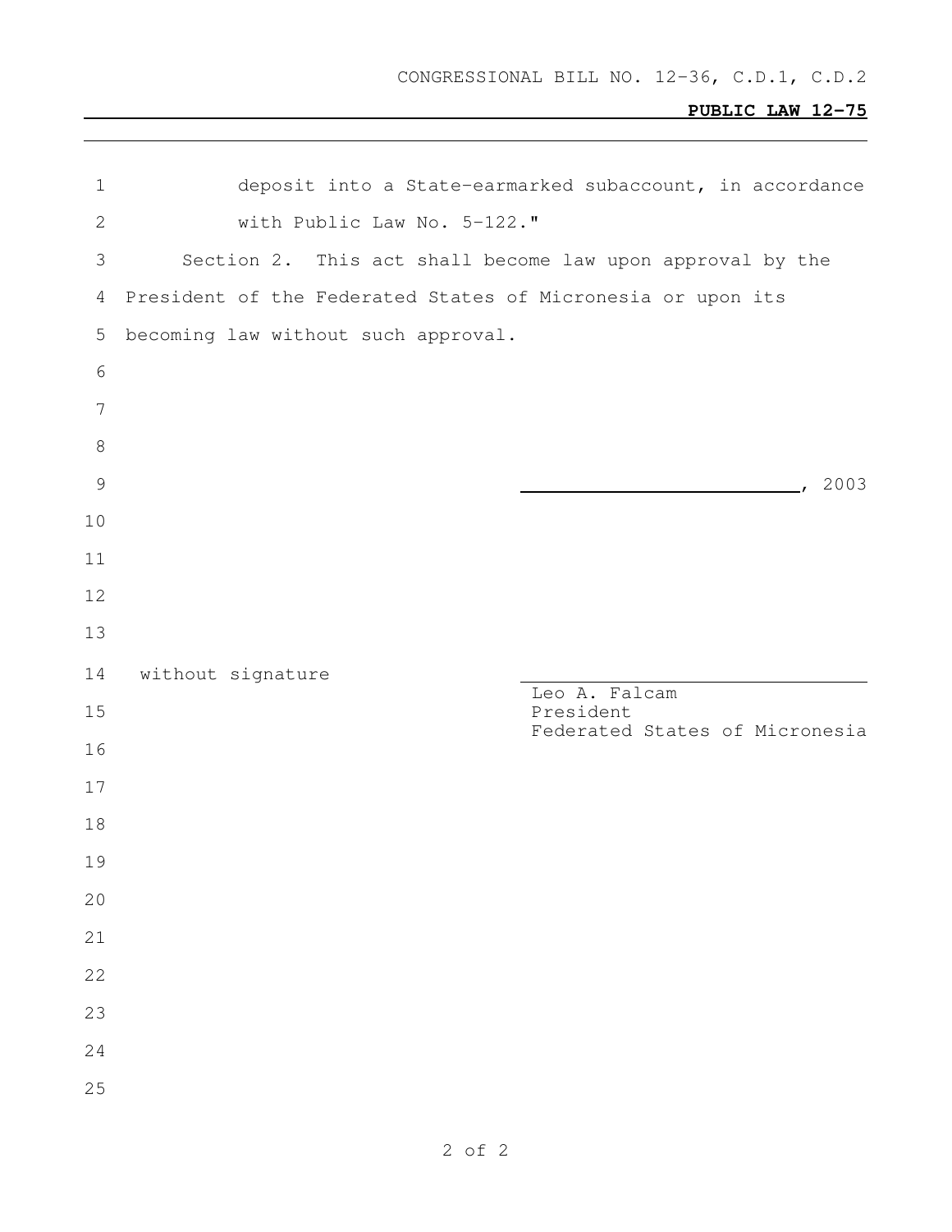deposit into a State-earmarked subaccount, in accordance with Public Law No. 5-122."

Section 2. This act shall become law upon approval by the President of the Federated States of Micronesia or upon its becoming law without such approval.

\_\_\_\_\_\_\_\_\_\_\_\_\_\_\_\_\_\_\_\_\_\_\_\_\_\_, 2003

without signature

Leo A. Falcam
President
Federated States of Micronesia